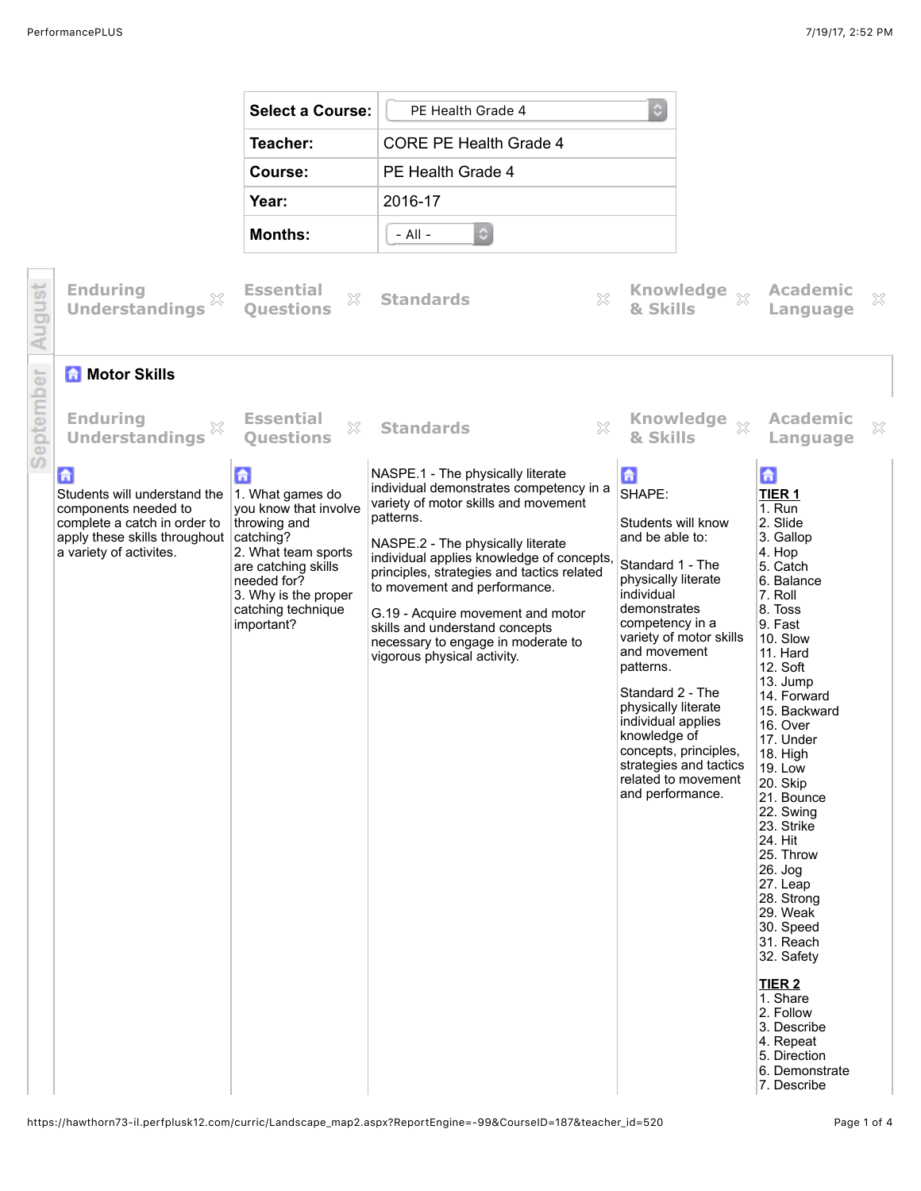| Select a Course: | PE Health Grade 4 |
| --- | --- |
| Teacher: | CORE PE Health Grade 4 |
| Course: | PE Health Grade 4 |
| Year: | 2016-17 |
| Months: | - All - |

**August**

| Enduring Understandings | Essential Questions | Standards | Knowledge & Skills | Academic Language |
| --- | --- | --- | --- | --- |

**September**

## Motor Skills

| Enduring Understandings | Essential Questions | Standards | Knowledge & Skills | Academic Language |
| --- | --- | --- | --- | --- |
| Students will understand the components needed to complete a catch in order to apply these skills throughout a variety of activites. | 1. What games do you know that involve throwing and catching?<br>2. What team sports are catching skills needed for?<br>3. Why is the proper catching technique important? | NASPE.1 - The physically literate individual demonstrates competency in a variety of motor skills and movement patterns.<br><br>NASPE.2 - The physically literate individual applies knowledge of concepts, principles, strategies and tactics related to movement and performance.<br><br>G.19 - Acquire movement and motor skills and understand concepts necessary to engage in moderate to vigorous physical activity. | SHAPE:<br><br>Students will know and be able to:<br><br>Standard 1 - The physically literate individual demonstrates competency in a variety of motor skills and movement patterns.<br><br>Standard 2 - The physically literate individual applies knowledge of concepts, principles, strategies and tactics related to movement and performance. | **TIER 1**<br>1. Run<br>2. Slide<br>3. Gallop<br>4. Hop<br>5. Catch<br>6. Balance<br>7. Roll<br>8. Toss<br>9. Fast<br>10. Slow<br>11. Hard<br>12. Soft<br>13. Jump<br>14. Forward<br>15. Backward<br>16. Over<br>17. Under<br>18. High<br>19. Low<br>20. Skip<br>21. Bounce<br>22. Swing<br>23. Strike<br>24. Hit<br>25. Throw<br>26. Jog<br>27. Leap<br>28. Strong<br>29. Weak<br>30. Speed<br>31. Reach<br>32. Safety<br><br>**TIER 2**<br>1. Share<br>2. Follow<br>3. Describe<br>4. Repeat<br>5. Direction<br>6. Demonstrate<br>7. Describe |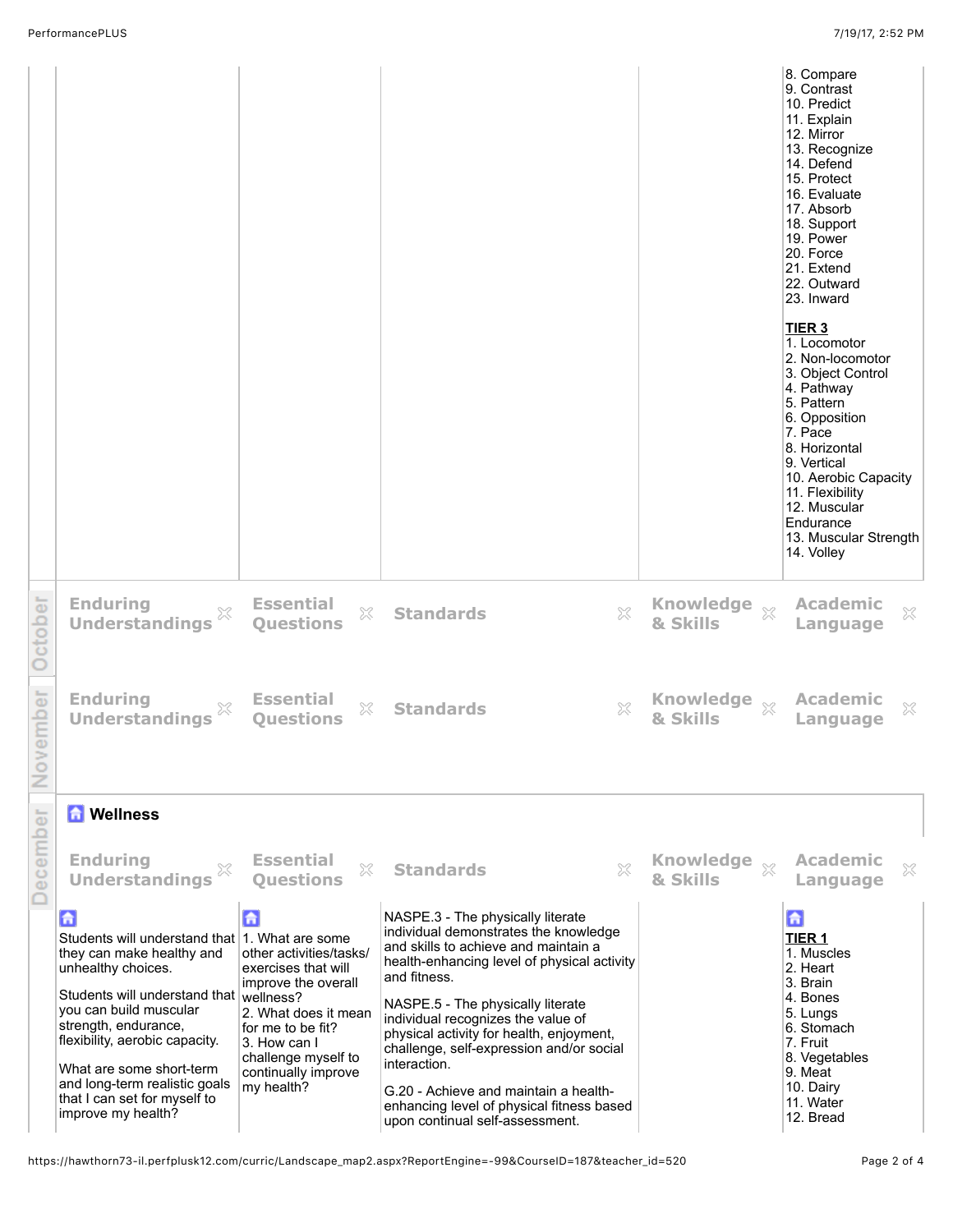|  |  |  |  | 8. Compare<br>9. Contrast<br>10. Predict<br>11. Explain<br>12. Mirror<br>13. Recognize<br>14. Defend<br>15. Protect<br>16. Evaluate<br>17. Absorb<br>18. Support<br>19. Power<br>20. Force<br>21. Extend<br>22. Outward<br>23. Inward<br><br>**TIER 3**<br>1. Locomotor<br>2. Non-locomotor<br>3. Object Control<br>4. Pathway<br>5. Pattern<br>6. Opposition<br>7. Pace<br>8. Horizontal<br>9. Vertical<br>10. Aerobic Capacity<br>11. Flexibility<br>12. Muscular Endurance<br>13. Muscular Strength<br>14. Volley |

## October

| Enduring Understandings | Essential Questions | Standards | Knowledge & Skills | Academic Language |
| --- | --- | --- | --- | --- |

## November

| Enduring Understandings | Essential Questions | Standards | Knowledge & Skills | Academic Language |
| --- | --- | --- | --- | --- |

## December

### Wellness

| Enduring Understandings | Essential Questions | Standards | Knowledge & Skills | Academic Language |
| --- | --- | --- | --- | --- |
| Students will understand that they can make healthy and unhealthy choices.<br><br>Students will understand that you can build muscular strength, endurance, flexibility, aerobic capacity.<br><br>What are some short-term and long-term realistic goals that I can set for myself to improve my health? | 1. What are some other activities/tasks/exercises that will improve the overall wellness?<br>2. What does it mean for me to be fit?<br>3. How can I challenge myself to continually improve my health? | NASPE.3 - The physically literate individual demonstrates the knowledge and skills to achieve and maintain a health-enhancing level of physical activity and fitness.<br><br>NASPE.5 - The physically literate individual recognizes the value of physical activity for health, enjoyment, challenge, self-expression and/or social interaction.<br><br>G.20 - Achieve and maintain a health-enhancing level of physical fitness based upon continual self-assessment. |  | **TIER 1**<br>1. Muscles<br>2. Heart<br>3. Brain<br>4. Bones<br>5. Lungs<br>6. Stomach<br>7. Fruit<br>8. Vegetables<br>9. Meat<br>10. Dairy<br>11. Water<br>12. Bread |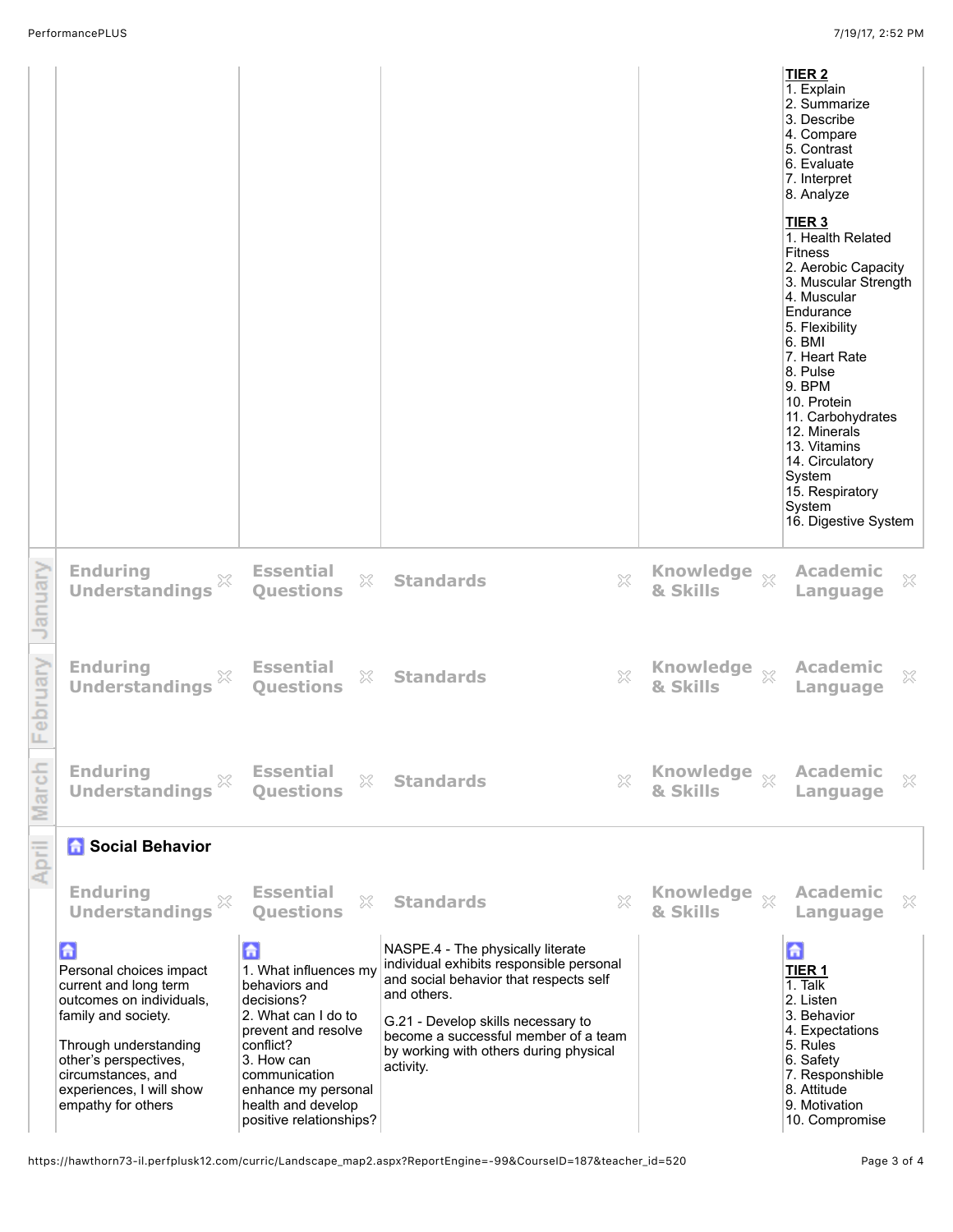| | | | | |
|---|---|---|---|---|
| | | | | **TIER 2**<br>1. Explain<br>2. Summarize<br>3. Describe<br>4. Compare<br>5. Contrast<br>6. Evaluate<br>7. Interpret<br>8. Analyze<br><br>**TIER 3**<br>1. Health Related Fitness<br>2. Aerobic Capacity<br>3. Muscular Strength<br>4. Muscular Endurance<br>5. Flexibility<br>6. BMI<br>7. Heart Rate<br>8. Pulse<br>9. BPM<br>10. Protein<br>11. Carbohydrates<br>12. Minerals<br>13. Vitamins<br>14. Circulatory System<br>15. Respiratory System<br>16. Digestive System |

## January

| Enduring Understandings | Essential Questions | Standards | Knowledge & Skills | Academic Language |
|---|---|---|---|---|

## February

| Enduring Understandings | Essential Questions | Standards | Knowledge & Skills | Academic Language |
|---|---|---|---|---|

## March

| Enduring Understandings | Essential Questions | Standards | Knowledge & Skills | Academic Language |
|---|---|---|---|---|

## April

### Social Behavior

| Enduring Understandings | Essential Questions | Standards | Knowledge & Skills | Academic Language |
|---|---|---|---|---|
| Personal choices impact current and long term outcomes on individuals, family and society.<br><br>Through understanding other's perspectives, circumstances, and experiences, I will show empathy for others | 1. What influences my behaviors and decisions?<br>2. What can I do to prevent and resolve conflict?<br>3. How can communication enhance my personal health and develop positive relationships? | NASPE.4 - The physically literate individual exhibits responsible personal and social behavior that respects self and others.<br><br>G.21 - Develop skills necessary to become a successful member of a team by working with others during physical activity. | | **TIER 1**<br>1. Talk<br>2. Listen<br>3. Behavior<br>4. Expectations<br>5. Rules<br>6. Safety<br>7. Responsible<br>8. Attitude<br>9. Motivation<br>10. Compromise |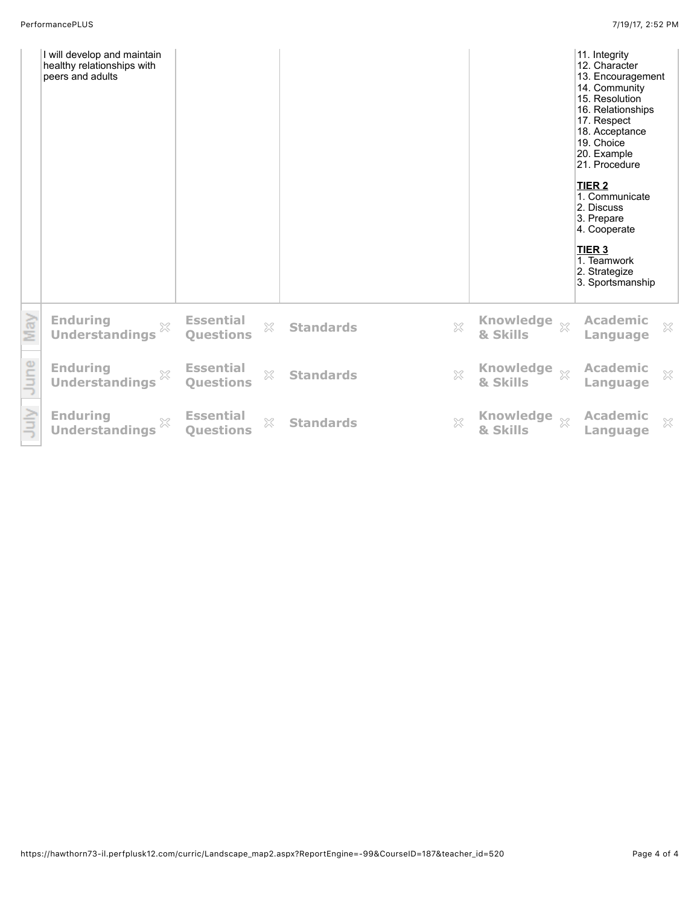| | | | | | |
|---|---|---|---|---|---|
| | I will develop and maintain healthy relationships with peers and adults | | | | 11. Integrity<br>12. Character<br>13. Encouragement<br>14. Community<br>15. Resolution<br>16. Relationships<br>17. Respect<br>18. Acceptance<br>19. Choice<br>20. Example<br>21. Procedure<br><br>**TIER 2**<br>1. Communicate<br>2. Discuss<br>3. Prepare<br>4. Cooperate<br><br>**TIER 3**<br>1. Teamwork<br>2. Strategize<br>3. Sportsmanship |
| May | **Enduring Understandings** | **Essential Questions** | **Standards** | **Knowledge & Skills** | **Academic Language** |
| June | **Enduring Understandings** | **Essential Questions** | **Standards** | **Knowledge & Skills** | **Academic Language** |
| July | **Enduring Understandings** | **Essential Questions** | **Standards** | **Knowledge & Skills** | **Academic Language** |